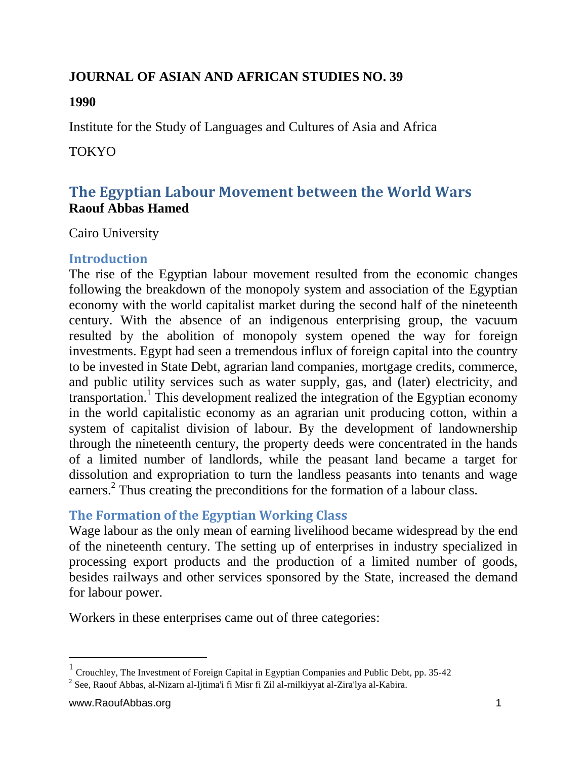**JOURNAL OF ASIAN AND AFRICAN STUDIES NO. 39**

**1990**

Institute for the Study of Languages and Cultures of Asia and Africa

TOKYO

# The Egyptian Labour Movement between the World Wars

**Raouf Abbas Hamed**

Cairo University

## Introduction

The rise of the Egyptian labour movement resulted from the economic changes following the breakdown of the monopoly system and association of the Egyptian economy with the world capitalist market during the second half of the nineteenth century. With the absence of an indigenous enterprising group, the vacuum resulted by the abolition of monopoly system opened the way for foreign investments. Egypt had seen a tremendous influx of foreign capital into the country to be invested in State Debt, agrarian land companies, mortgage credits, commerce, and public utility services such as water supply, gas, and (later) electricity, and transportation.[1] This development realized the integration of the Egyptian economy in the world capitalistic economy as an agrarian unit producing cotton, within a system of capitalist division of labour. By the development of landownership through the nineteenth century, the property deeds were concentrated in the hands of a limited number of landlords, while the peasant land became a target for dissolution and expropriation to turn the landless peasants into tenants and wage earners.[2] Thus creating the preconditions for the formation of a labour class.

## The Formation of the Egyptian Working Class

Wage labour as the only mean of earning livelihood became widespread by the end of the nineteenth century. The setting up of enterprises in industry specialized in processing export products and the production of a limited number of goods, besides railways and other services sponsored by the State, increased the demand for labour power.

Workers in these enterprises came out of three categories:

---

[1] Crouchley, The Investment of Foreign Capital in Egyptian Companies and Public Debt, pp. 35-42

[2] See, Raouf Abbas, al-Nizarn al-Ijtima'i fi Misr fi Zil al-rnilkiyyat al-Zira'lya al-Kabira.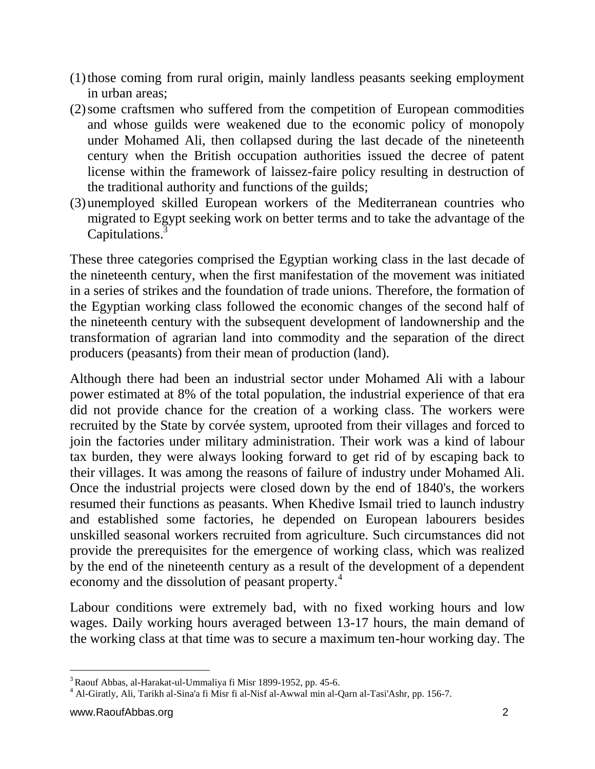(1) those coming from rural origin, mainly landless peasants seeking employment in urban areas;
(2) some craftsmen who suffered from the competition of European commodities and whose guilds were weakened due to the economic policy of monopoly under Mohamed Ali, then collapsed during the last decade of the nineteenth century when the British occupation authorities issued the decree of patent license within the framework of laissez-faire policy resulting in destruction of the traditional authority and functions of the guilds;
(3) unemployed skilled European workers of the Mediterranean countries who migrated to Egypt seeking work on better terms and to take the advantage of the Capitulations.[3]

These three categories comprised the Egyptian working class in the last decade of the nineteenth century, when the first manifestation of the movement was initiated in a series of strikes and the foundation of trade unions. Therefore, the formation of the Egyptian working class followed the economic changes of the second half of the nineteenth century with the subsequent development of landownership and the transformation of agrarian land into commodity and the separation of the direct producers (peasants) from their mean of production (land).

Although there had been an industrial sector under Mohamed Ali with a labour power estimated at 8% of the total population, the industrial experience of that era did not provide chance for the creation of a working class. The workers were recruited by the State by corvée system, uprooted from their villages and forced to join the factories under military administration. Their work was a kind of labour tax burden, they were always looking forward to get rid of by escaping back to their villages. It was among the reasons of failure of industry under Mohamed Ali. Once the industrial projects were closed down by the end of 1840's, the workers resumed their functions as peasants. When Khedive Ismail tried to launch industry and established some factories, he depended on European labourers besides unskilled seasonal workers recruited from agriculture. Such circumstances did not provide the prerequisites for the emergence of working class, which was realized by the end of the nineteenth century as a result of the development of a dependent economy and the dissolution of peasant property.[4]

Labour conditions were extremely bad, with no fixed working hours and low wages. Daily working hours averaged between 13-17 hours, the main demand of the working class at that time was to secure a maximum ten-hour working day. The

[3] Raouf Abbas, al-Harakat-ul-Ummaliya fi Misr 1899-1952, pp. 45-6.

[4] Al-Giratly, Ali, Tarikh al-Sina'a fi Misr fi al-Nisf al-Awwal min al-Qarn al-Tasi'Ashr, pp. 156-7.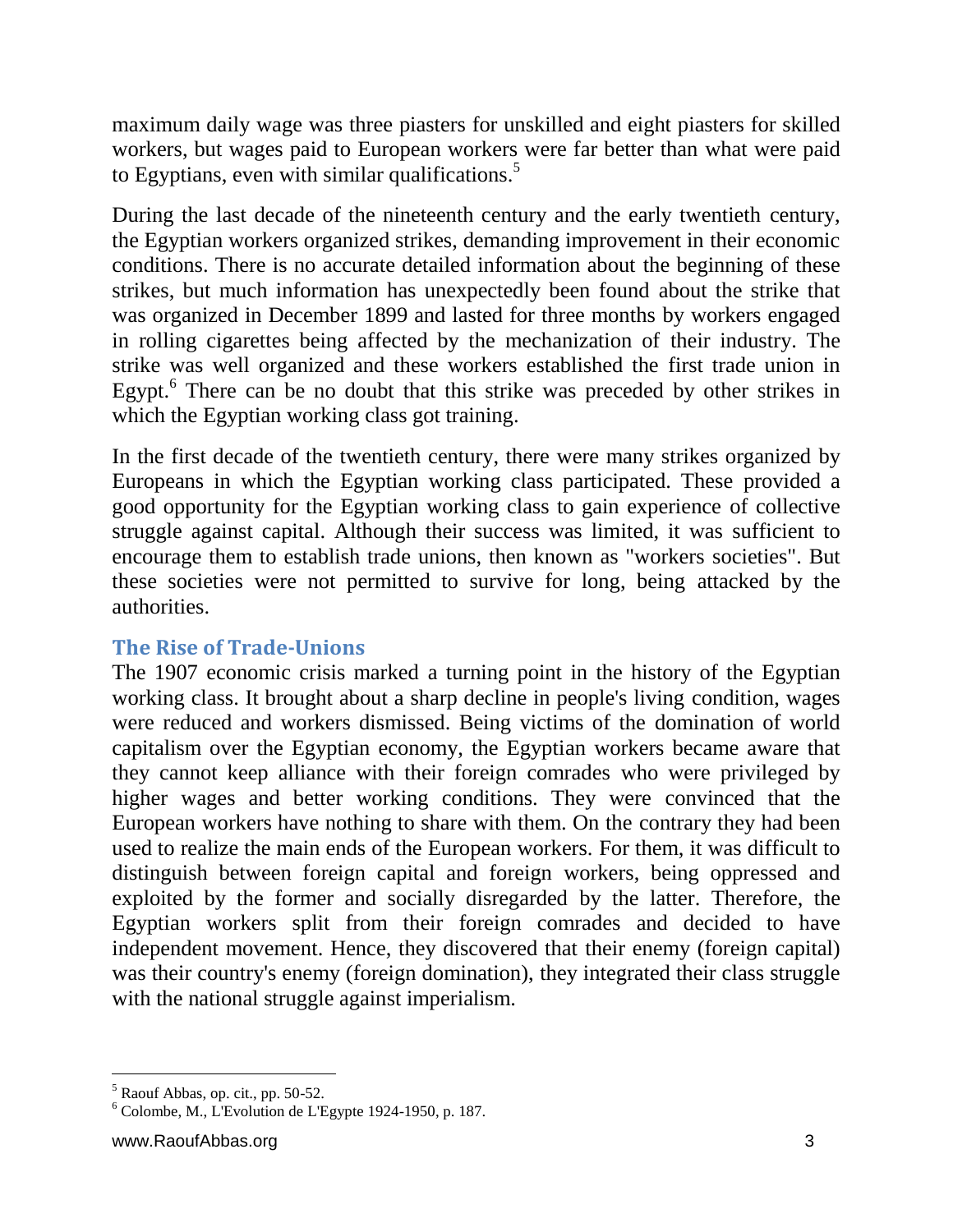maximum daily wage was three piasters for unskilled and eight piasters for skilled workers, but wages paid to European workers were far better than what were paid to Egyptians, even with similar qualifications.[5]

During the last decade of the nineteenth century and the early twentieth century, the Egyptian workers organized strikes, demanding improvement in their economic conditions. There is no accurate detailed information about the beginning of these strikes, but much information has unexpectedly been found about the strike that was organized in December 1899 and lasted for three months by workers engaged in rolling cigarettes being affected by the mechanization of their industry. The strike was well organized and these workers established the first trade union in Egypt.[6] There can be no doubt that this strike was preceded by other strikes in which the Egyptian working class got training.

In the first decade of the twentieth century, there were many strikes organized by Europeans in which the Egyptian working class participated. These provided a good opportunity for the Egyptian working class to gain experience of collective struggle against capital. Although their success was limited, it was sufficient to encourage them to establish trade unions, then known as "workers societies". But these societies were not permitted to survive for long, being attacked by the authorities.

## The Rise of Trade-Unions

The 1907 economic crisis marked a turning point in the history of the Egyptian working class. It brought about a sharp decline in people's living condition, wages were reduced and workers dismissed. Being victims of the domination of world capitalism over the Egyptian economy, the Egyptian workers became aware that they cannot keep alliance with their foreign comrades who were privileged by higher wages and better working conditions. They were convinced that the European workers have nothing to share with them. On the contrary they had been used to realize the main ends of the European workers. For them, it was difficult to distinguish between foreign capital and foreign workers, being oppressed and exploited by the former and socially disregarded by the latter. Therefore, the Egyptian workers split from their foreign comrades and decided to have independent movement. Hence, they discovered that their enemy (foreign capital) was their country's enemy (foreign domination), they integrated their class struggle with the national struggle against imperialism.

---

[5] Raouf Abbas, op. cit., pp. 50-52.

[6] Colombe, M., L'Evolution de L'Egypte 1924-1950, p. 187.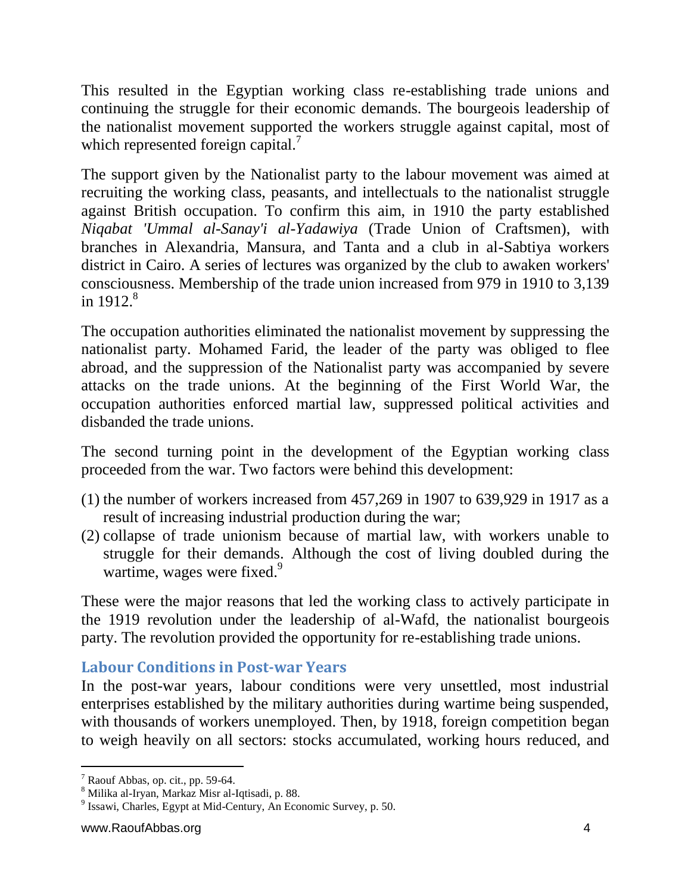This resulted in the Egyptian working class re-establishing trade unions and continuing the struggle for their economic demands. The bourgeois leadership of the nationalist movement supported the workers struggle against capital, most of which represented foreign capital.[7]

The support given by the Nationalist party to the labour movement was aimed at recruiting the working class, peasants, and intellectuals to the nationalist struggle against British occupation. To confirm this aim, in 1910 the party established *Niqabat 'Ummal al-Sanay'i al-Yadawiya* (Trade Union of Craftsmen), with branches in Alexandria, Mansura, and Tanta and a club in al-Sabtiya workers district in Cairo. A series of lectures was organized by the club to awaken workers' consciousness. Membership of the trade union increased from 979 in 1910 to 3,139 in 1912.[8]

The occupation authorities eliminated the nationalist movement by suppressing the nationalist party. Mohamed Farid, the leader of the party was obliged to flee abroad, and the suppression of the Nationalist party was accompanied by severe attacks on the trade unions. At the beginning of the First World War, the occupation authorities enforced martial law, suppressed political activities and disbanded the trade unions.

The second turning point in the development of the Egyptian working class proceeded from the war. Two factors were behind this development:

(1) the number of workers increased from 457,269 in 1907 to 639,929 in 1917 as a result of increasing industrial production during the war;
(2) collapse of trade unionism because of martial law, with workers unable to struggle for their demands. Although the cost of living doubled during the wartime, wages were fixed.[9]

These were the major reasons that led the working class to actively participate in the 1919 revolution under the leadership of al-Wafd, the nationalist bourgeois party. The revolution provided the opportunity for re-establishing trade unions.

## Labour Conditions in Post-war Years

In the post-war years, labour conditions were very unsettled, most industrial enterprises established by the military authorities during wartime being suspended, with thousands of workers unemployed. Then, by 1918, foreign competition began to weigh heavily on all sectors: stocks accumulated, working hours reduced, and

[7] Raouf Abbas, op. cit., pp. 59-64.
[8] Milika al-Iryan, Markaz Misr al-Iqtisadi, p. 88.
[9] Issawi, Charles, Egypt at Mid-Century, An Economic Survey, p. 50.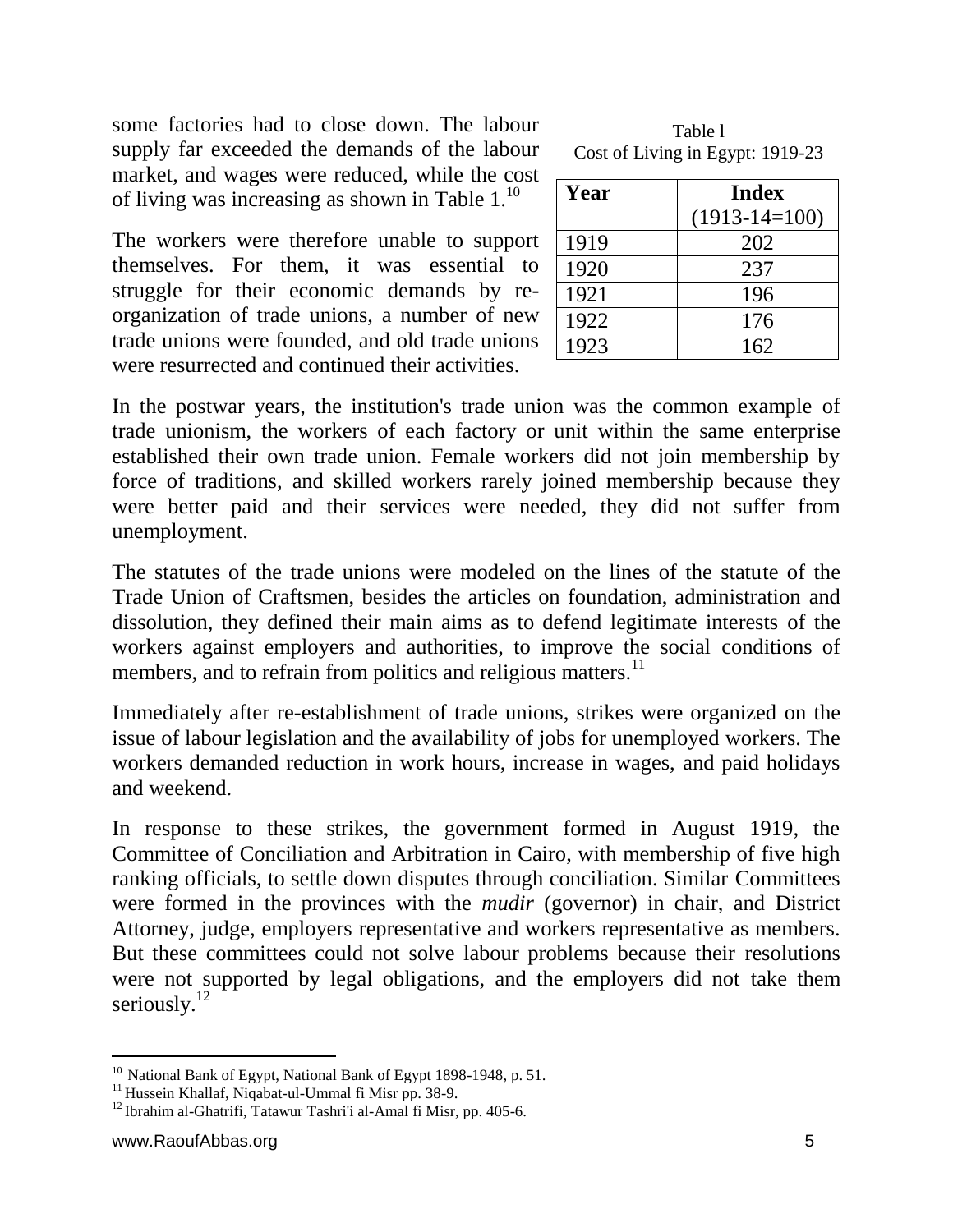some factories had to close down. The labour supply far exceeded the demands of the labour market, and wages were reduced, while the cost of living was increasing as shown in Table 1.[10]

Table l
Cost of Living in Egypt: 1919-23

| Year | Index (1913-14=100) |
| --- | --- |
| 1919 | 202 |
| 1920 | 237 |
| 1921 | 196 |
| 1922 | 176 |
| 1923 | 162 |

The workers were therefore unable to support themselves. For them, it was essential to struggle for their economic demands by re-organization of trade unions, a number of new trade unions were founded, and old trade unions were resurrected and continued their activities.

In the postwar years, the institution's trade union was the common example of trade unionism, the workers of each factory or unit within the same enterprise established their own trade union. Female workers did not join membership by force of traditions, and skilled workers rarely joined membership because they were better paid and their services were needed, they did not suffer from unemployment.

The statutes of the trade unions were modeled on the lines of the statute of the Trade Union of Craftsmen, besides the articles on foundation, administration and dissolution, they defined their main aims as to defend legitimate interests of the workers against employers and authorities, to improve the social conditions of members, and to refrain from politics and religious matters.[11]

Immediately after re-establishment of trade unions, strikes were organized on the issue of labour legislation and the availability of jobs for unemployed workers. The workers demanded reduction in work hours, increase in wages, and paid holidays and weekend.

In response to these strikes, the government formed in August 1919, the Committee of Conciliation and Arbitration in Cairo, with membership of five high ranking officials, to settle down disputes through conciliation. Similar Committees were formed in the provinces with the *mudir* (governor) in chair, and District Attorney, judge, employers representative and workers representative as members. But these committees could not solve labour problems because their resolutions were not supported by legal obligations, and the employers did not take them seriously.[12]

---

[10] National Bank of Egypt, National Bank of Egypt 1898-1948, p. 51.
[11] Hussein Khallaf, Niqabat-ul-Ummal fi Misr pp. 38-9.
[12] Ibrahim al-Ghatrifi, Tatawur Tashri'i al-Amal fi Misr, pp. 405-6.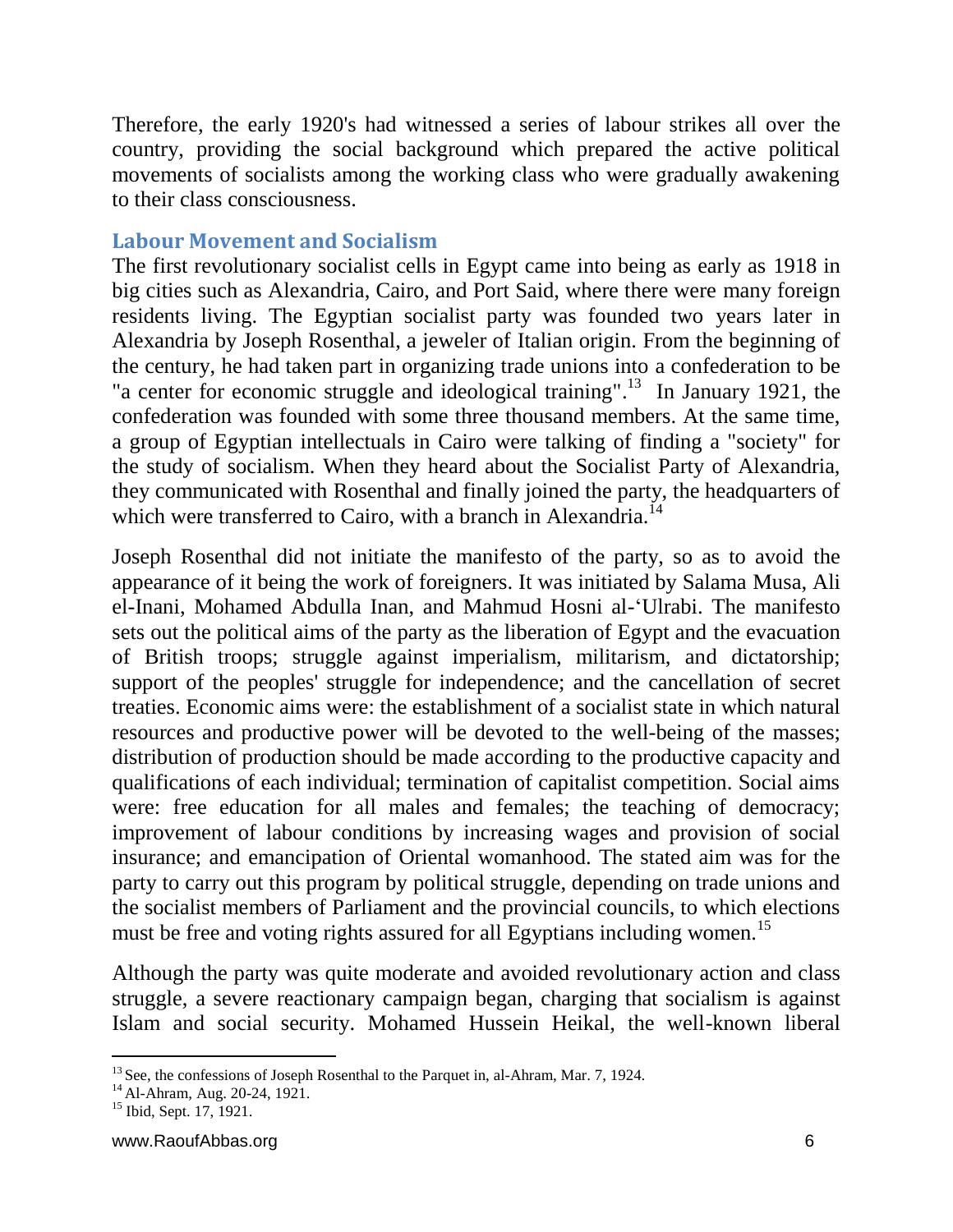Therefore, the early 1920's had witnessed a series of labour strikes all over the country, providing the social background which prepared the active political movements of socialists among the working class who were gradually awakening to their class consciousness.

## Labour Movement and Socialism

The first revolutionary socialist cells in Egypt came into being as early as 1918 in big cities such as Alexandria, Cairo, and Port Said, where there were many foreign residents living. The Egyptian socialist party was founded two years later in Alexandria by Joseph Rosenthal, a jeweler of Italian origin. From the beginning of the century, he had taken part in organizing trade unions into a confederation to be "a center for economic struggle and ideological training".[13] In January 1921, the confederation was founded with some three thousand members. At the same time, a group of Egyptian intellectuals in Cairo were talking of finding a "society" for the study of socialism. When they heard about the Socialist Party of Alexandria, they communicated with Rosenthal and finally joined the party, the headquarters of which were transferred to Cairo, with a branch in Alexandria.[14]

Joseph Rosenthal did not initiate the manifesto of the party, so as to avoid the appearance of it being the work of foreigners. It was initiated by Salama Musa, Ali el-Inani, Mohamed Abdulla Inan, and Mahmud Hosni al-'Ulrabi. The manifesto sets out the political aims of the party as the liberation of Egypt and the evacuation of British troops; struggle against imperialism, militarism, and dictatorship; support of the peoples' struggle for independence; and the cancellation of secret treaties. Economic aims were: the establishment of a socialist state in which natural resources and productive power will be devoted to the well-being of the masses; distribution of production should be made according to the productive capacity and qualifications of each individual; termination of capitalist competition. Social aims were: free education for all males and females; the teaching of democracy; improvement of labour conditions by increasing wages and provision of social insurance; and emancipation of Oriental womanhood. The stated aim was for the party to carry out this program by political struggle, depending on trade unions and the socialist members of Parliament and the provincial councils, to which elections must be free and voting rights assured for all Egyptians including women.[15]

Although the party was quite moderate and avoided revolutionary action and class struggle, a severe reactionary campaign began, charging that socialism is against Islam and social security. Mohamed Hussein Heikal, the well-known liberal

---

[13] See, the confessions of Joseph Rosenthal to the Parquet in, al-Ahram, Mar. 7, 1924.

[14] Al-Ahram, Aug. 20-24, 1921.

[15] Ibid, Sept. 17, 1921.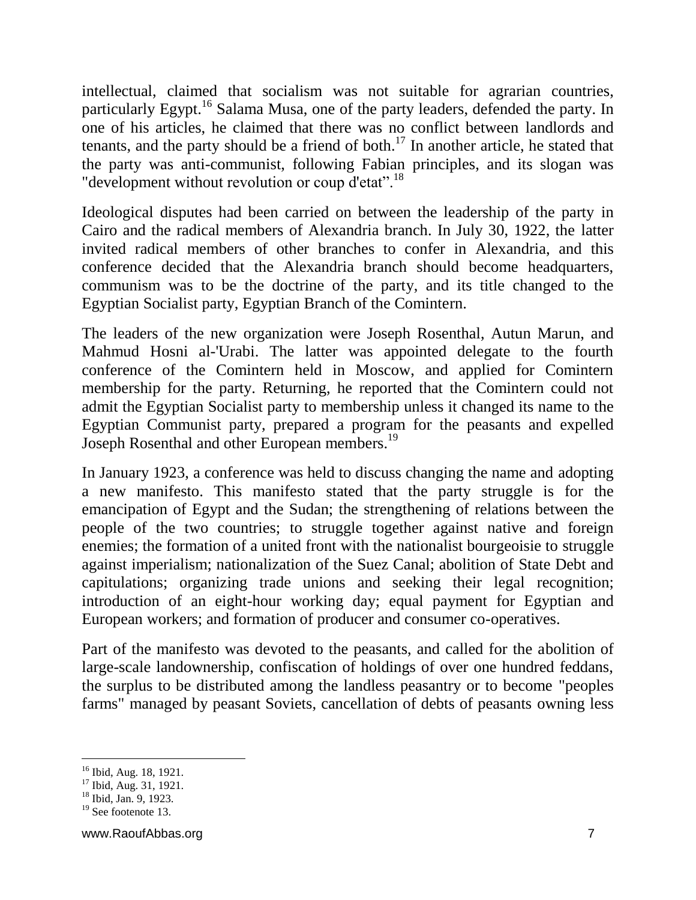intellectual, claimed that socialism was not suitable for agrarian countries, particularly Egypt.[16] Salama Musa, one of the party leaders, defended the party. In one of his articles, he claimed that there was no conflict between landlords and tenants, and the party should be a friend of both.[17] In another article, he stated that the party was anti-communist, following Fabian principles, and its slogan was "development without revolution or coup d'etat".[18]

Ideological disputes had been carried on between the leadership of the party in Cairo and the radical members of Alexandria branch. In July 30, 1922, the latter invited radical members of other branches to confer in Alexandria, and this conference decided that the Alexandria branch should become headquarters, communism was to be the doctrine of the party, and its title changed to the Egyptian Socialist party, Egyptian Branch of the Comintern.

The leaders of the new organization were Joseph Rosenthal, Autun Marun, and Mahmud Hosni al-'Urabi. The latter was appointed delegate to the fourth conference of the Comintern held in Moscow, and applied for Comintern membership for the party. Returning, he reported that the Comintern could not admit the Egyptian Socialist party to membership unless it changed its name to the Egyptian Communist party, prepared a program for the peasants and expelled Joseph Rosenthal and other European members.[19]

In January 1923, a conference was held to discuss changing the name and adopting a new manifesto. This manifesto stated that the party struggle is for the emancipation of Egypt and the Sudan; the strengthening of relations between the people of the two countries; to struggle together against native and foreign enemies; the formation of a united front with the nationalist bourgeoisie to struggle against imperialism; nationalization of the Suez Canal; abolition of State Debt and capitulations; organizing trade unions and seeking their legal recognition; introduction of an eight-hour working day; equal payment for Egyptian and European workers; and formation of producer and consumer co-operatives.

Part of the manifesto was devoted to the peasants, and called for the abolition of large-scale landownership, confiscation of holdings of over one hundred feddans, the surplus to be distributed among the landless peasantry or to become "peoples farms" managed by peasant Soviets, cancellation of debts of peasants owning less

---

[16] Ibid, Aug. 18, 1921.

[17] Ibid, Aug. 31, 1921.

[18] Ibid, Jan. 9, 1923.

[19] See footenote 13.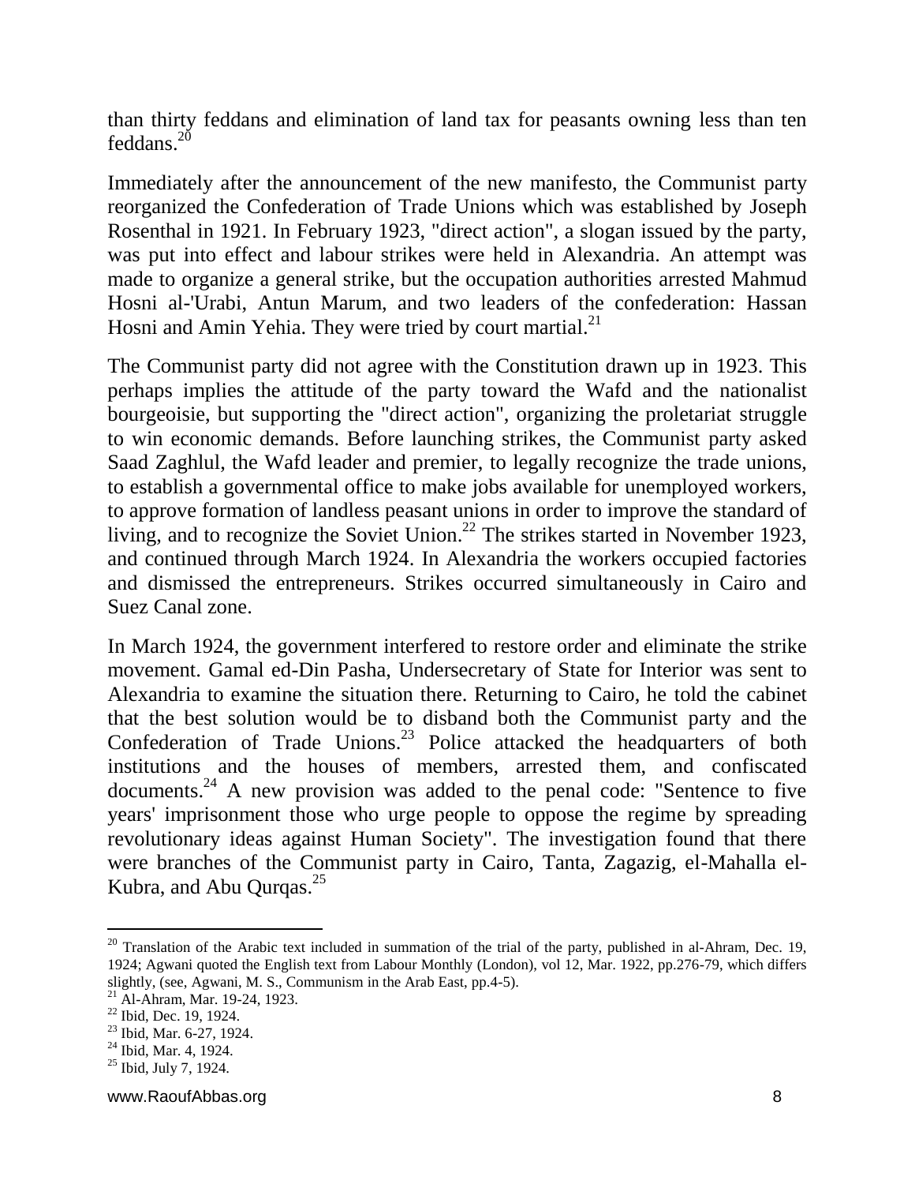than thirty feddans and elimination of land tax for peasants owning less than ten feddans.[20]

Immediately after the announcement of the new manifesto, the Communist party reorganized the Confederation of Trade Unions which was established by Joseph Rosenthal in 1921. In February 1923, "direct action", a slogan issued by the party, was put into effect and labour strikes were held in Alexandria. An attempt was made to organize a general strike, but the occupation authorities arrested Mahmud Hosni al-'Urabi, Antun Marum, and two leaders of the confederation: Hassan Hosni and Amin Yehia. They were tried by court martial.[21]

The Communist party did not agree with the Constitution drawn up in 1923. This perhaps implies the attitude of the party toward the Wafd and the nationalist bourgeoisie, but supporting the "direct action", organizing the proletariat struggle to win economic demands. Before launching strikes, the Communist party asked Saad Zaghlul, the Wafd leader and premier, to legally recognize the trade unions, to establish a governmental office to make jobs available for unemployed workers, to approve formation of landless peasant unions in order to improve the standard of living, and to recognize the Soviet Union.[22] The strikes started in November 1923, and continued through March 1924. In Alexandria the workers occupied factories and dismissed the entrepreneurs. Strikes occurred simultaneously in Cairo and Suez Canal zone.

In March 1924, the government interfered to restore order and eliminate the strike movement. Gamal ed-Din Pasha, Undersecretary of State for Interior was sent to Alexandria to examine the situation there. Returning to Cairo, he told the cabinet that the best solution would be to disband both the Communist party and the Confederation of Trade Unions.[23] Police attacked the headquarters of both institutions and the houses of members, arrested them, and confiscated documents.[24] A new provision was added to the penal code: "Sentence to five years' imprisonment those who urge people to oppose the regime by spreading revolutionary ideas against Human Society". The investigation found that there were branches of the Communist party in Cairo, Tanta, Zagazig, el-Mahalla el-Kubra, and Abu Qurqas.[25]

---

[20] Translation of the Arabic text included in summation of the trial of the party, published in al-Ahram, Dec. 19, 1924; Agwani quoted the English text from Labour Monthly (London), vol 12, Mar. 1922, pp.276-79, which differs slightly, (see, Agwani, M. S., Communism in the Arab East, pp.4-5).

[21] Al-Ahram, Mar. 19-24, 1923.

[22] Ibid, Dec. 19, 1924.

[23] Ibid, Mar. 6-27, 1924.

[24] Ibid, Mar. 4, 1924.

[25] Ibid, July 7, 1924.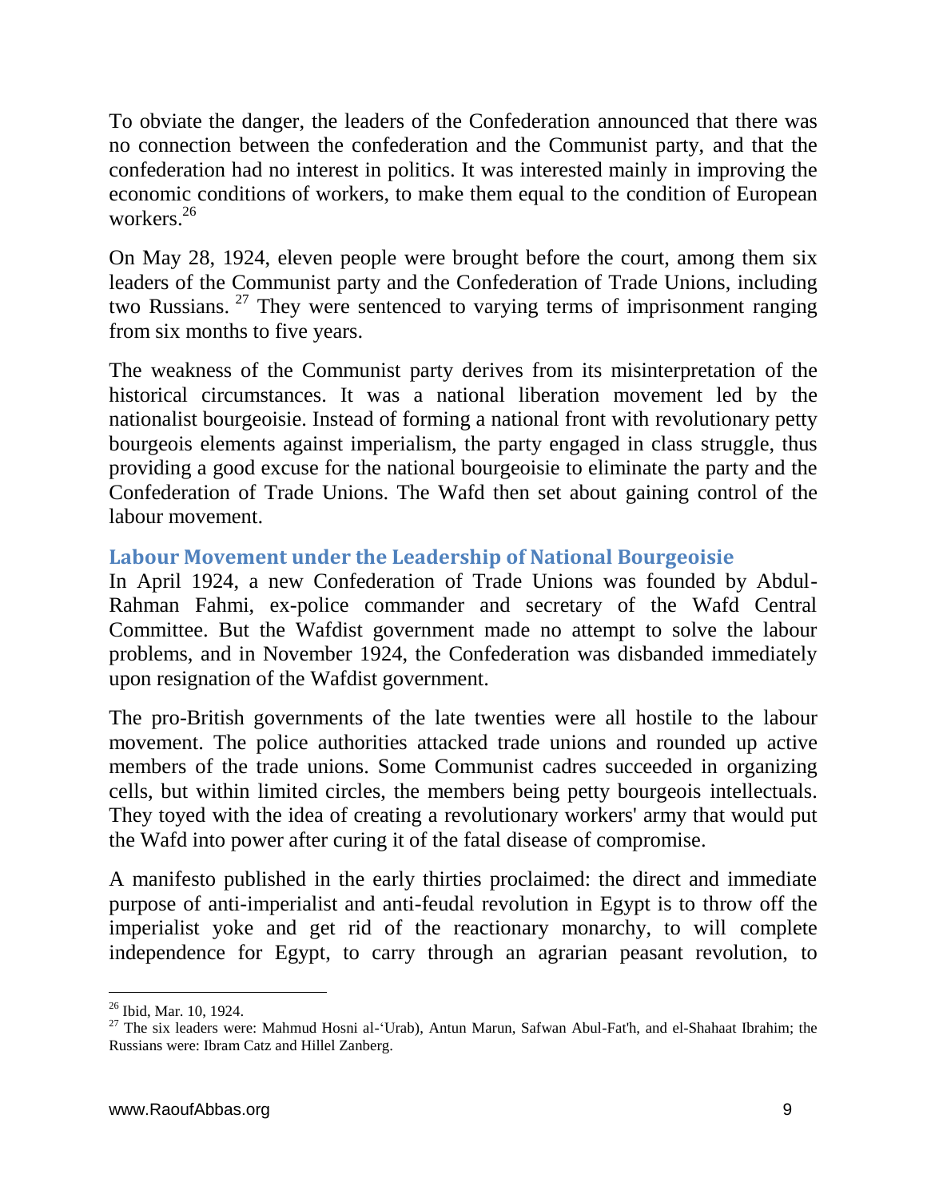To obviate the danger, the leaders of the Confederation announced that there was no connection between the confederation and the Communist party, and that the confederation had no interest in politics. It was interested mainly in improving the economic conditions of workers, to make them equal to the condition of European workers.[26]

On May 28, 1924, eleven people were brought before the court, among them six leaders of the Communist party and the Confederation of Trade Unions, including two Russians. [27] They were sentenced to varying terms of imprisonment ranging from six months to five years.

The weakness of the Communist party derives from its misinterpretation of the historical circumstances. It was a national liberation movement led by the nationalist bourgeoisie. Instead of forming a national front with revolutionary petty bourgeois elements against imperialism, the party engaged in class struggle, thus providing a good excuse for the national bourgeoisie to eliminate the party and the Confederation of Trade Unions. The Wafd then set about gaining control of the labour movement.

## Labour Movement under the Leadership of National Bourgeoisie

In April 1924, a new Confederation of Trade Unions was founded by Abdul-Rahman Fahmi, ex-police commander and secretary of the Wafd Central Committee. But the Wafdist government made no attempt to solve the labour problems, and in November 1924, the Confederation was disbanded immediately upon resignation of the Wafdist government.

The pro-British governments of the late twenties were all hostile to the labour movement. The police authorities attacked trade unions and rounded up active members of the trade unions. Some Communist cadres succeeded in organizing cells, but within limited circles, the members being petty bourgeois intellectuals. They toyed with the idea of creating a revolutionary workers' army that would put the Wafd into power after curing it of the fatal disease of compromise.

A manifesto published in the early thirties proclaimed: the direct and immediate purpose of anti-imperialist and anti-feudal revolution in Egypt is to throw off the imperialist yoke and get rid of the reactionary monarchy, to will complete independence for Egypt, to carry through an agrarian peasant revolution, to

---

[26] Ibid, Mar. 10, 1924.

[27] The six leaders were: Mahmud Hosni al-'Urab), Antun Marun, Safwan Abul-Fat'h, and el-Shahaat Ibrahim; the Russians were: Ibram Catz and Hillel Zanberg.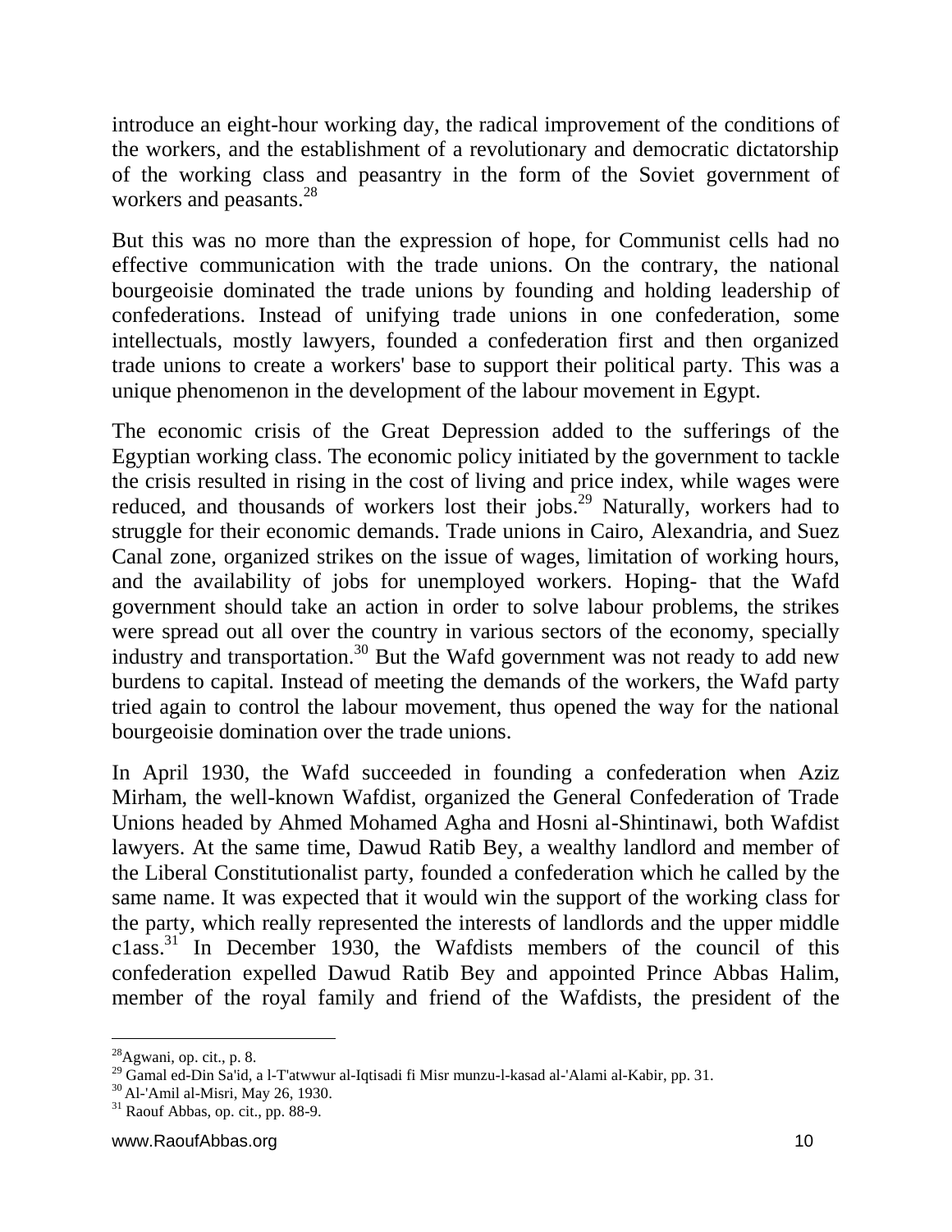introduce an eight-hour working day, the radical improvement of the conditions of the workers, and the establishment of a revolutionary and democratic dictatorship of the working class and peasantry in the form of the Soviet government of workers and peasants.[28]

But this was no more than the expression of hope, for Communist cells had no effective communication with the trade unions. On the contrary, the national bourgeoisie dominated the trade unions by founding and holding leadership of confederations. Instead of unifying trade unions in one confederation, some intellectuals, mostly lawyers, founded a confederation first and then organized trade unions to create a workers' base to support their political party. This was a unique phenomenon in the development of the labour movement in Egypt.

The economic crisis of the Great Depression added to the sufferings of the Egyptian working class. The economic policy initiated by the government to tackle the crisis resulted in rising in the cost of living and price index, while wages were reduced, and thousands of workers lost their jobs.[29] Naturally, workers had to struggle for their economic demands. Trade unions in Cairo, Alexandria, and Suez Canal zone, organized strikes on the issue of wages, limitation of working hours, and the availability of jobs for unemployed workers. Hoping- that the Wafd government should take an action in order to solve labour problems, the strikes were spread out all over the country in various sectors of the economy, specially industry and transportation.[30] But the Wafd government was not ready to add new burdens to capital. Instead of meeting the demands of the workers, the Wafd party tried again to control the labour movement, thus opened the way for the national bourgeoisie domination over the trade unions.

In April 1930, the Wafd succeeded in founding a confederation when Aziz Mirham, the well-known Wafdist, organized the General Confederation of Trade Unions headed by Ahmed Mohamed Agha and Hosni al-Shintinawi, both Wafdist lawyers. At the same time, Dawud Ratib Bey, a wealthy landlord and member of the Liberal Constitutionalist party, founded a confederation which he called by the same name. It was expected that it would win the support of the working class for the party, which really represented the interests of landlords and the upper middle c1ass.[31] In December 1930, the Wafdists members of the council of this confederation expelled Dawud Ratib Bey and appointed Prince Abbas Halim, member of the royal family and friend of the Wafdists, the president of the

---

[28] Agwani, op. cit., p. 8.

[29] Gamal ed-Din Sa'id, a l-T'atwwur al-Iqtisadi fi Misr munzu-l-kasad al-'Alami al-Kabir, pp. 31.

[30] Al-'Amil al-Misri, May 26, 1930.

[31] Raouf Abbas, op. cit., pp. 88-9.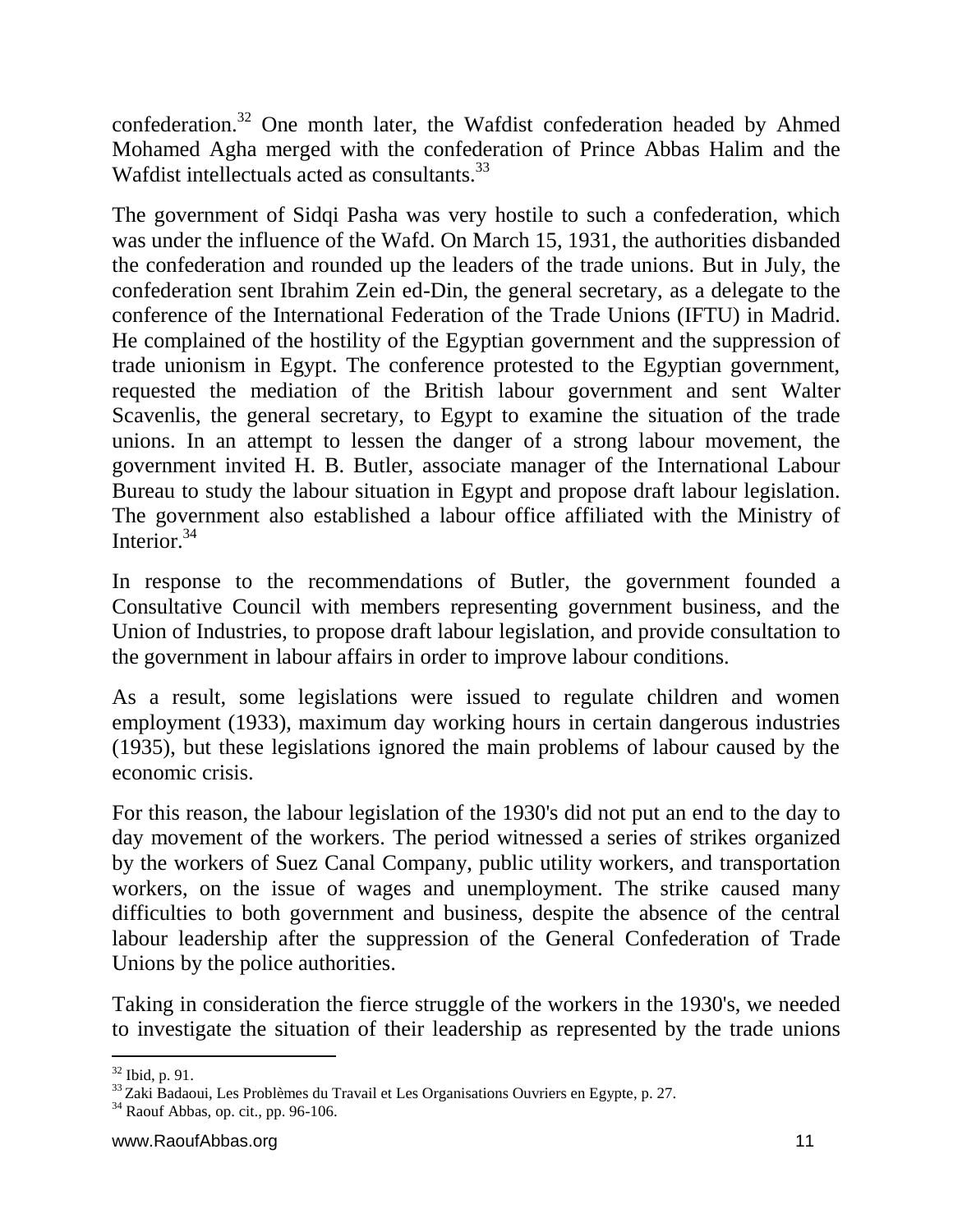confederation.[32] One month later, the Wafdist confederation headed by Ahmed Mohamed Agha merged with the confederation of Prince Abbas Halim and the Wafdist intellectuals acted as consultants.[33]

The government of Sidqi Pasha was very hostile to such a confederation, which was under the influence of the Wafd. On March 15, 1931, the authorities disbanded the confederation and rounded up the leaders of the trade unions. But in July, the confederation sent Ibrahim Zein ed-Din, the general secretary, as a delegate to the conference of the International Federation of the Trade Unions (IFTU) in Madrid. He complained of the hostility of the Egyptian government and the suppression of trade unionism in Egypt. The conference protested to the Egyptian government, requested the mediation of the British labour government and sent Walter Scavenlis, the general secretary, to Egypt to examine the situation of the trade unions. In an attempt to lessen the danger of a strong labour movement, the government invited H. B. Butler, associate manager of the International Labour Bureau to study the labour situation in Egypt and propose draft labour legislation. The government also established a labour office affiliated with the Ministry of Interior.[34]

In response to the recommendations of Butler, the government founded a Consultative Council with members representing government business, and the Union of Industries, to propose draft labour legislation, and provide consultation to the government in labour affairs in order to improve labour conditions.

As a result, some legislations were issued to regulate children and women employment (1933), maximum day working hours in certain dangerous industries (1935), but these legislations ignored the main problems of labour caused by the economic crisis.

For this reason, the labour legislation of the 1930's did not put an end to the day to day movement of the workers. The period witnessed a series of strikes organized by the workers of Suez Canal Company, public utility workers, and transportation workers, on the issue of wages and unemployment. The strike caused many difficulties to both government and business, despite the absence of the central labour leadership after the suppression of the General Confederation of Trade Unions by the police authorities.

Taking in consideration the fierce struggle of the workers in the 1930's, we needed to investigate the situation of their leadership as represented by the trade unions

---

[32] Ibid, p. 91.

[33] Zaki Badaoui, Les Problèmes du Travail et Les Organisations Ouvriers en Egypte, p. 27.

[34] Raouf Abbas, op. cit., pp. 96-106.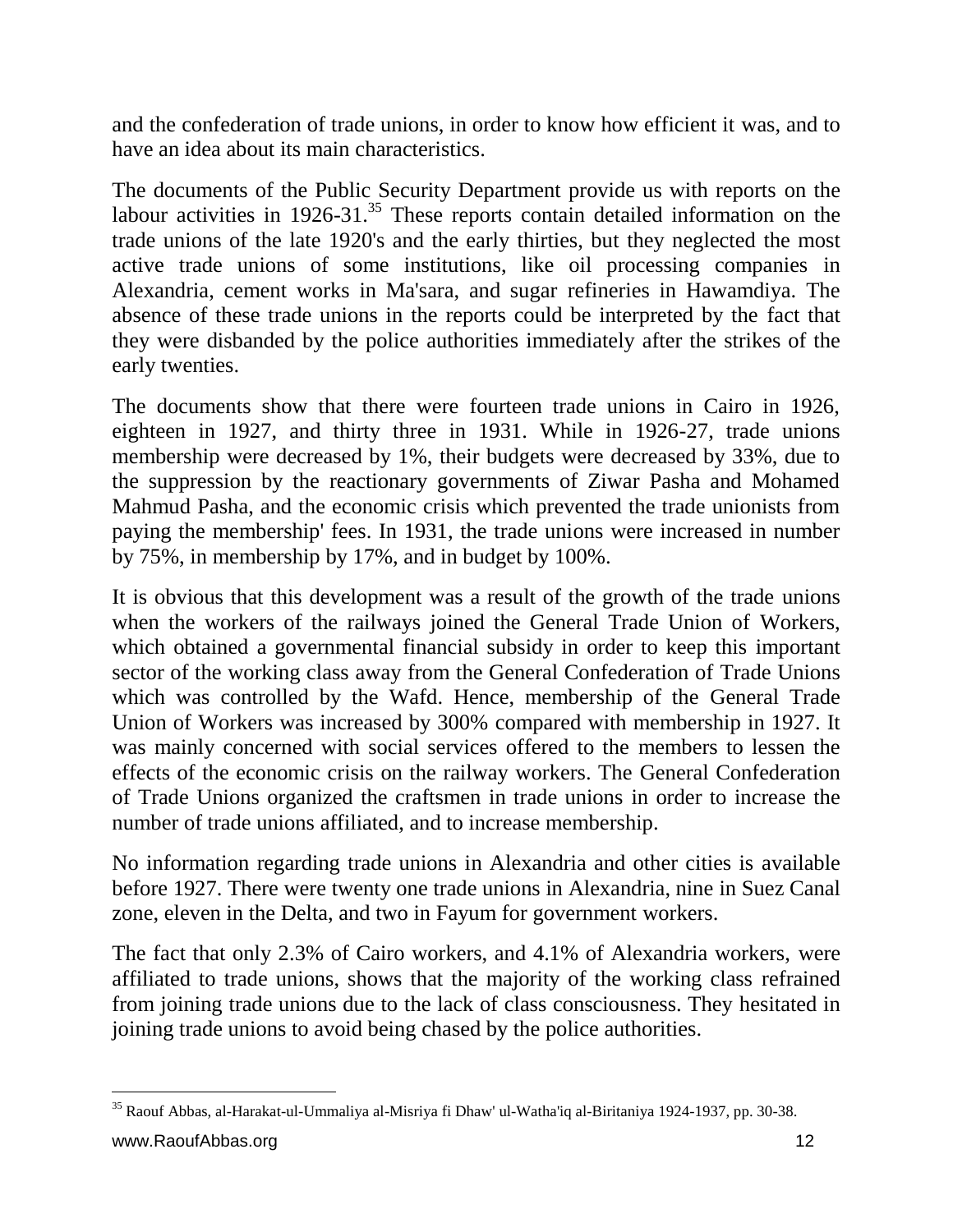and the confederation of trade unions, in order to know how efficient it was, and to have an idea about its main characteristics.

The documents of the Public Security Department provide us with reports on the labour activities in 1926-31.[35] These reports contain detailed information on the trade unions of the late 1920's and the early thirties, but they neglected the most active trade unions of some institutions, like oil processing companies in Alexandria, cement works in Ma'sara, and sugar refineries in Hawamdiya. The absence of these trade unions in the reports could be interpreted by the fact that they were disbanded by the police authorities immediately after the strikes of the early twenties.

The documents show that there were fourteen trade unions in Cairo in 1926, eighteen in 1927, and thirty three in 1931. While in 1926-27, trade unions membership were decreased by 1%, their budgets were decreased by 33%, due to the suppression by the reactionary governments of Ziwar Pasha and Mohamed Mahmud Pasha, and the economic crisis which prevented the trade unionists from paying the membership' fees. In 1931, the trade unions were increased in number by 75%, in membership by 17%, and in budget by 100%.

It is obvious that this development was a result of the growth of the trade unions when the workers of the railways joined the General Trade Union of Workers, which obtained a governmental financial subsidy in order to keep this important sector of the working class away from the General Confederation of Trade Unions which was controlled by the Wafd. Hence, membership of the General Trade Union of Workers was increased by 300% compared with membership in 1927. It was mainly concerned with social services offered to the members to lessen the effects of the economic crisis on the railway workers. The General Confederation of Trade Unions organized the craftsmen in trade unions in order to increase the number of trade unions affiliated, and to increase membership.

No information regarding trade unions in Alexandria and other cities is available before 1927. There were twenty one trade unions in Alexandria, nine in Suez Canal zone, eleven in the Delta, and two in Fayum for government workers.

The fact that only 2.3% of Cairo workers, and 4.1% of Alexandria workers, were affiliated to trade unions, shows that the majority of the working class refrained from joining trade unions due to the lack of class consciousness. They hesitated in joining trade unions to avoid being chased by the police authorities.

---

[35] Raouf Abbas, al-Harakat-ul-Ummaliya al-Misriya fi Dhaw' ul-Watha'iq al-Biritaniya 1924-1937, pp. 30-38.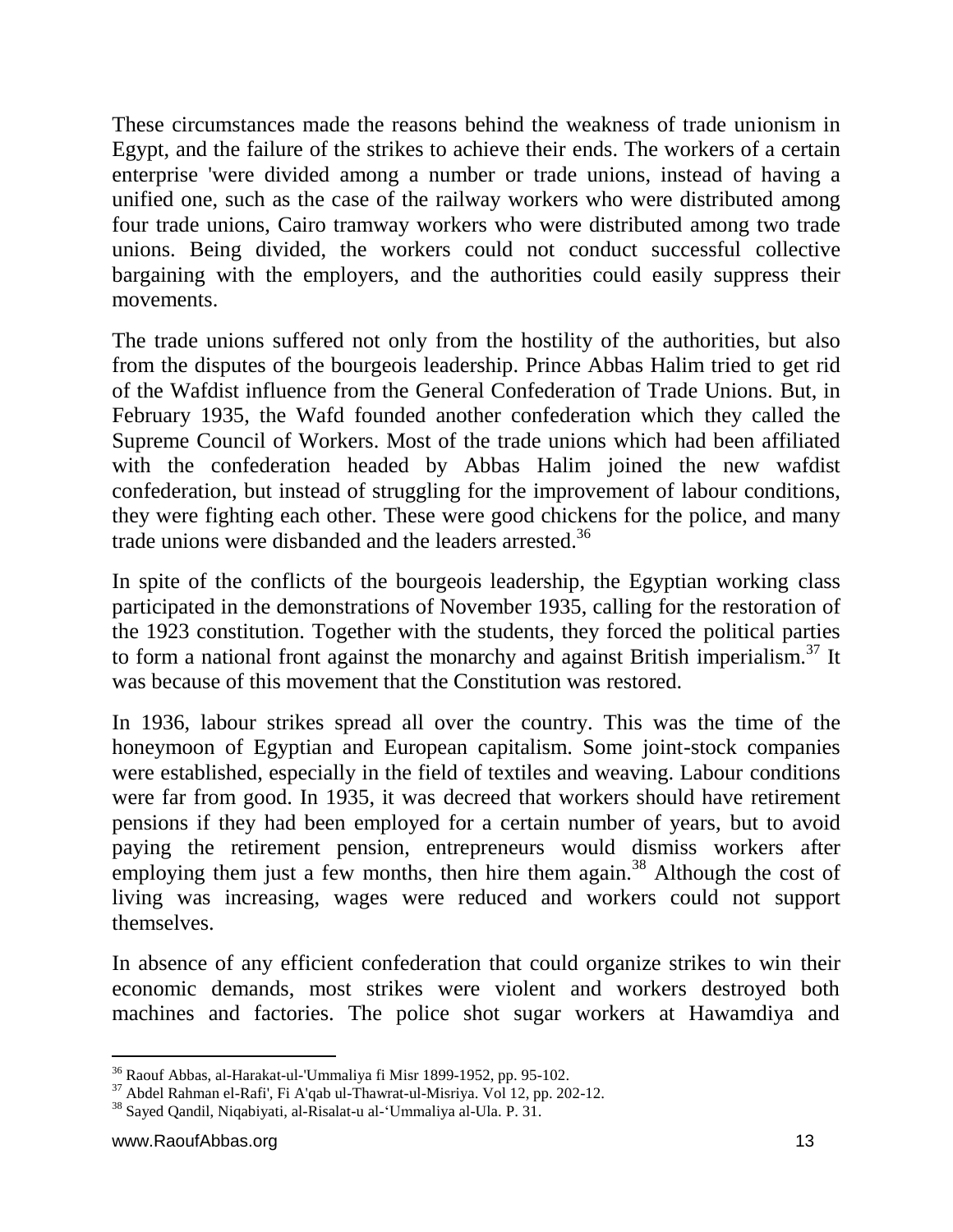These circumstances made the reasons behind the weakness of trade unionism in Egypt, and the failure of the strikes to achieve their ends. The workers of a certain enterprise 'were divided among a number or trade unions, instead of having a unified one, such as the case of the railway workers who were distributed among four trade unions, Cairo tramway workers who were distributed among two trade unions. Being divided, the workers could not conduct successful collective bargaining with the employers, and the authorities could easily suppress their movements.

The trade unions suffered not only from the hostility of the authorities, but also from the disputes of the bourgeois leadership. Prince Abbas Halim tried to get rid of the Wafdist influence from the General Confederation of Trade Unions. But, in February 1935, the Wafd founded another confederation which they called the Supreme Council of Workers. Most of the trade unions which had been affiliated with the confederation headed by Abbas Halim joined the new wafdist confederation, but instead of struggling for the improvement of labour conditions, they were fighting each other. These were good chickens for the police, and many trade unions were disbanded and the leaders arrested.[36]

In spite of the conflicts of the bourgeois leadership, the Egyptian working class participated in the demonstrations of November 1935, calling for the restoration of the 1923 constitution. Together with the students, they forced the political parties to form a national front against the monarchy and against British imperialism.[37] It was because of this movement that the Constitution was restored.

In 1936, labour strikes spread all over the country. This was the time of the honeymoon of Egyptian and European capitalism. Some joint-stock companies were established, especially in the field of textiles and weaving. Labour conditions were far from good. In 1935, it was decreed that workers should have retirement pensions if they had been employed for a certain number of years, but to avoid paying the retirement pension, entrepreneurs would dismiss workers after employing them just a few months, then hire them again.[38] Although the cost of living was increasing, wages were reduced and workers could not support themselves.

In absence of any efficient confederation that could organize strikes to win their economic demands, most strikes were violent and workers destroyed both machines and factories. The police shot sugar workers at Hawamdiya and

---

[36] Raouf Abbas, al-Harakat-ul-'Ummaliya fi Misr 1899-1952, pp. 95-102.

[37] Abdel Rahman el-Rafi', Fi A'qab ul-Thawrat-ul-Misriya. Vol 12, pp. 202-12.

[38] Sayed Qandil, Niqabiyati, al-Risalat-u al-'Ummaliya al-Ula. P. 31.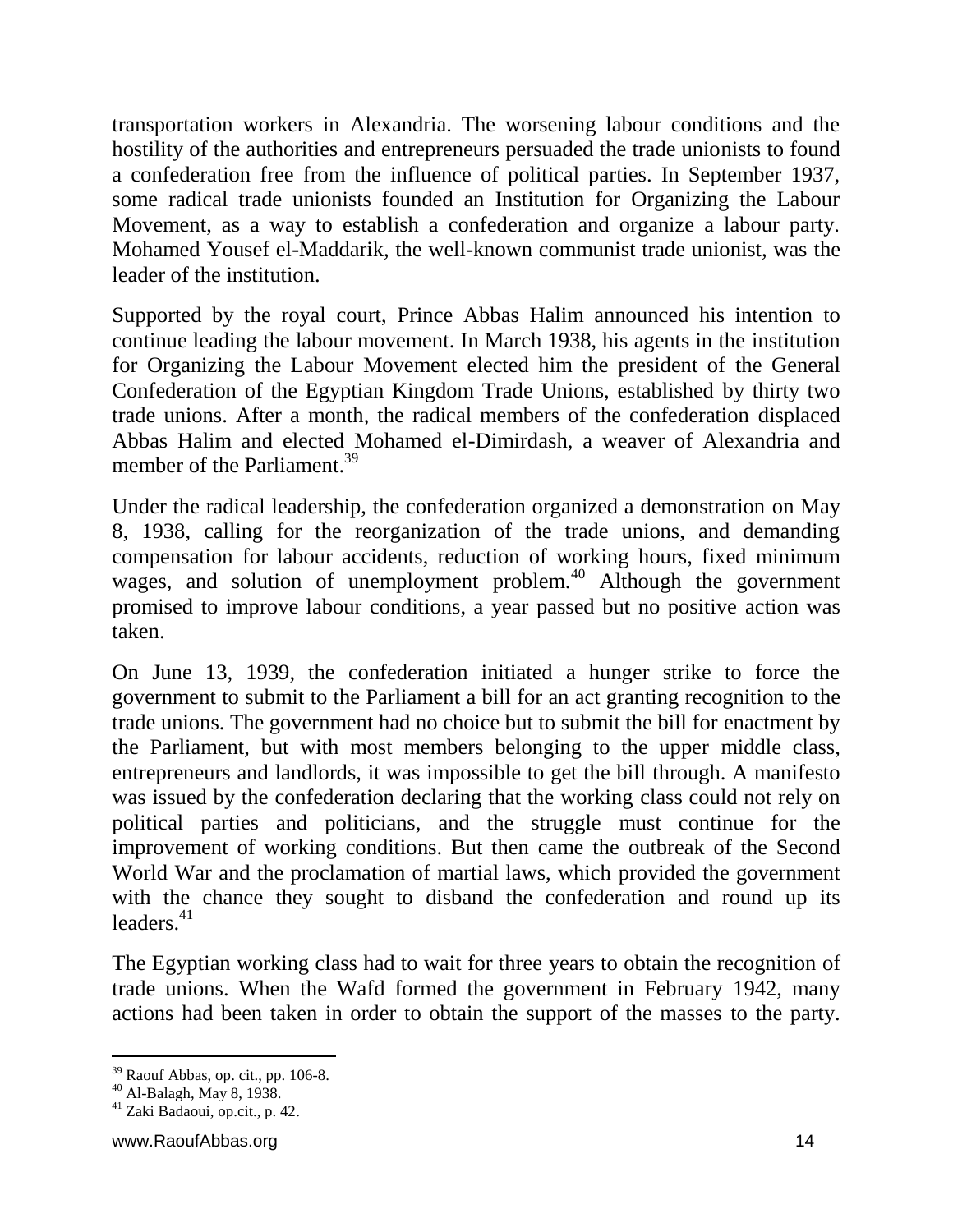transportation workers in Alexandria. The worsening labour conditions and the hostility of the authorities and entrepreneurs persuaded the trade unionists to found a confederation free from the influence of political parties. In September 1937, some radical trade unionists founded an Institution for Organizing the Labour Movement, as a way to establish a confederation and organize a labour party. Mohamed Yousef el-Maddarik, the well-known communist trade unionist, was the leader of the institution.

Supported by the royal court, Prince Abbas Halim announced his intention to continue leading the labour movement. In March 1938, his agents in the institution for Organizing the Labour Movement elected him the president of the General Confederation of the Egyptian Kingdom Trade Unions, established by thirty two trade unions. After a month, the radical members of the confederation displaced Abbas Halim and elected Mohamed el-Dimirdash, a weaver of Alexandria and member of the Parliament.[39]

Under the radical leadership, the confederation organized a demonstration on May 8, 1938, calling for the reorganization of the trade unions, and demanding compensation for labour accidents, reduction of working hours, fixed minimum wages, and solution of unemployment problem.[40] Although the government promised to improve labour conditions, a year passed but no positive action was taken.

On June 13, 1939, the confederation initiated a hunger strike to force the government to submit to the Parliament a bill for an act granting recognition to the trade unions. The government had no choice but to submit the bill for enactment by the Parliament, but with most members belonging to the upper middle class, entrepreneurs and landlords, it was impossible to get the bill through. A manifesto was issued by the confederation declaring that the working class could not rely on political parties and politicians, and the struggle must continue for the improvement of working conditions. But then came the outbreak of the Second World War and the proclamation of martial laws, which provided the government with the chance they sought to disband the confederation and round up its leaders.[41]

The Egyptian working class had to wait for three years to obtain the recognition of trade unions. When the Wafd formed the government in February 1942, many actions had been taken in order to obtain the support of the masses to the party.

---

[39] Raouf Abbas, op. cit., pp. 106-8.
[40] Al-Balagh, May 8, 1938.
[41] Zaki Badaoui, op.cit., p. 42.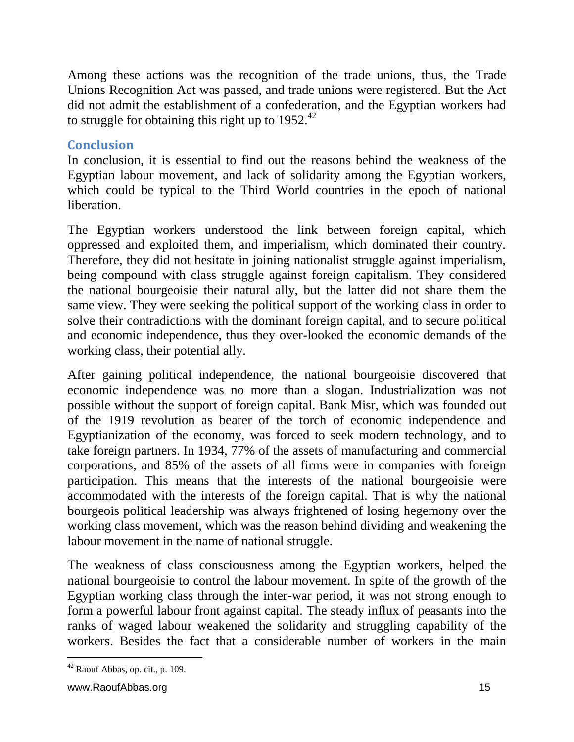Among these actions was the recognition of the trade unions, thus, the Trade Unions Recognition Act was passed, and trade unions were registered. But the Act did not admit the establishment of a confederation, and the Egyptian workers had to struggle for obtaining this right up to 1952.[42]

## Conclusion

In conclusion, it is essential to find out the reasons behind the weakness of the Egyptian labour movement, and lack of solidarity among the Egyptian workers, which could be typical to the Third World countries in the epoch of national liberation.

The Egyptian workers understood the link between foreign capital, which oppressed and exploited them, and imperialism, which dominated their country. Therefore, they did not hesitate in joining nationalist struggle against imperialism, being compound with class struggle against foreign capitalism. They considered the national bourgeoisie their natural ally, but the latter did not share them the same view. They were seeking the political support of the working class in order to solve their contradictions with the dominant foreign capital, and to secure political and economic independence, thus they over-looked the economic demands of the working class, their potential ally.

After gaining political independence, the national bourgeoisie discovered that economic independence was no more than a slogan. Industrialization was not possible without the support of foreign capital. Bank Misr, which was founded out of the 1919 revolution as bearer of the torch of economic independence and Egyptianization of the economy, was forced to seek modern technology, and to take foreign partners. In 1934, 77% of the assets of manufacturing and commercial corporations, and 85% of the assets of all firms were in companies with foreign participation. This means that the interests of the national bourgeoisie were accommodated with the interests of the foreign capital. That is why the national bourgeois political leadership was always frightened of losing hegemony over the working class movement, which was the reason behind dividing and weakening the labour movement in the name of national struggle.

The weakness of class consciousness among the Egyptian workers, helped the national bourgeoisie to control the labour movement. In spite of the growth of the Egyptian working class through the inter-war period, it was not strong enough to form a powerful labour front against capital. The steady influx of peasants into the ranks of waged labour weakened the solidarity and struggling capability of the workers. Besides the fact that a considerable number of workers in the main

[42] Raouf Abbas, op. cit., p. 109.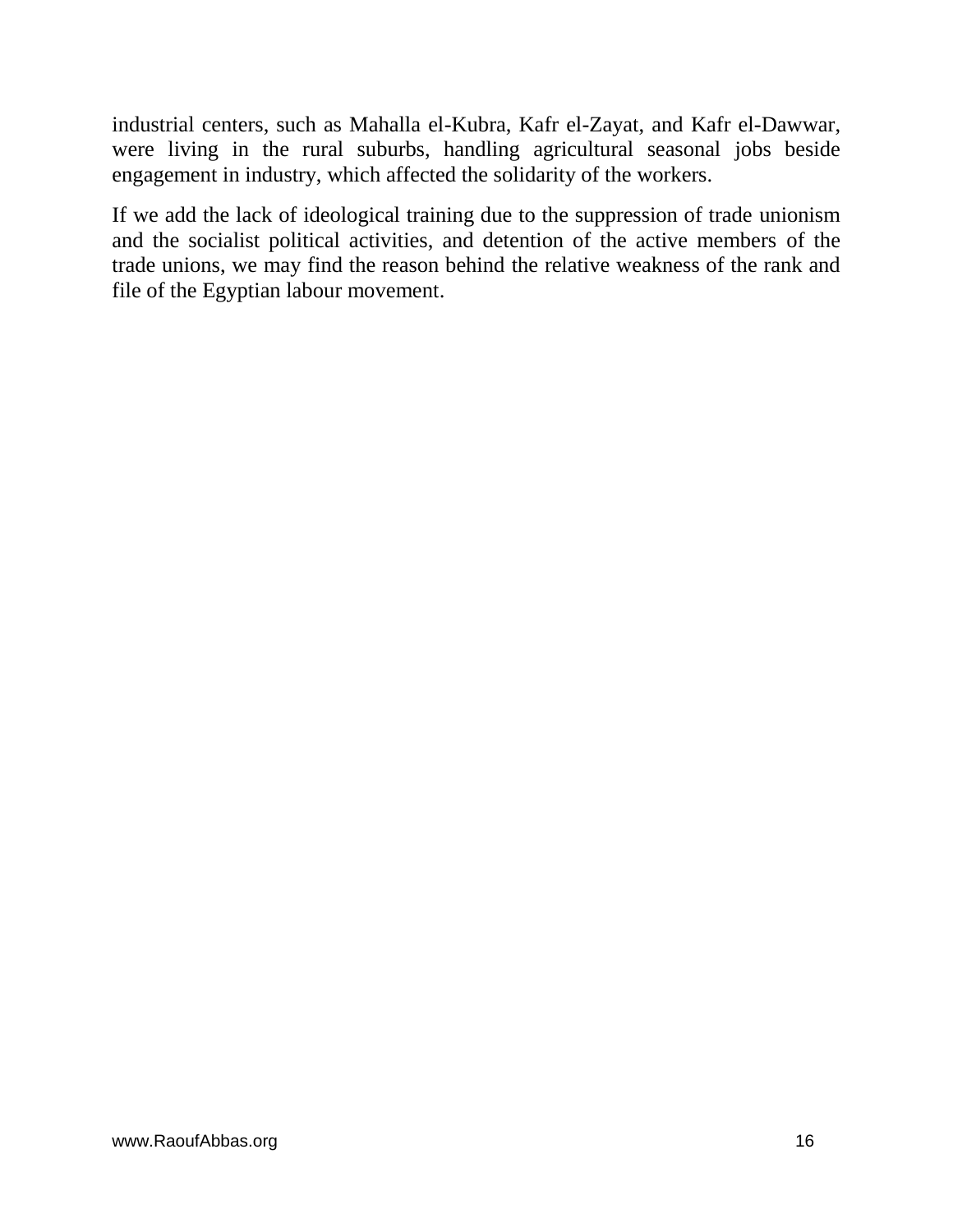industrial centers, such as Mahalla el-Kubra, Kafr el-Zayat, and Kafr el-Dawwar, were living in the rural suburbs, handling agricultural seasonal jobs beside engagement in industry, which affected the solidarity of the workers.

If we add the lack of ideological training due to the suppression of trade unionism and the socialist political activities, and detention of the active members of the trade unions, we may find the reason behind the relative weakness of the rank and file of the Egyptian labour movement.